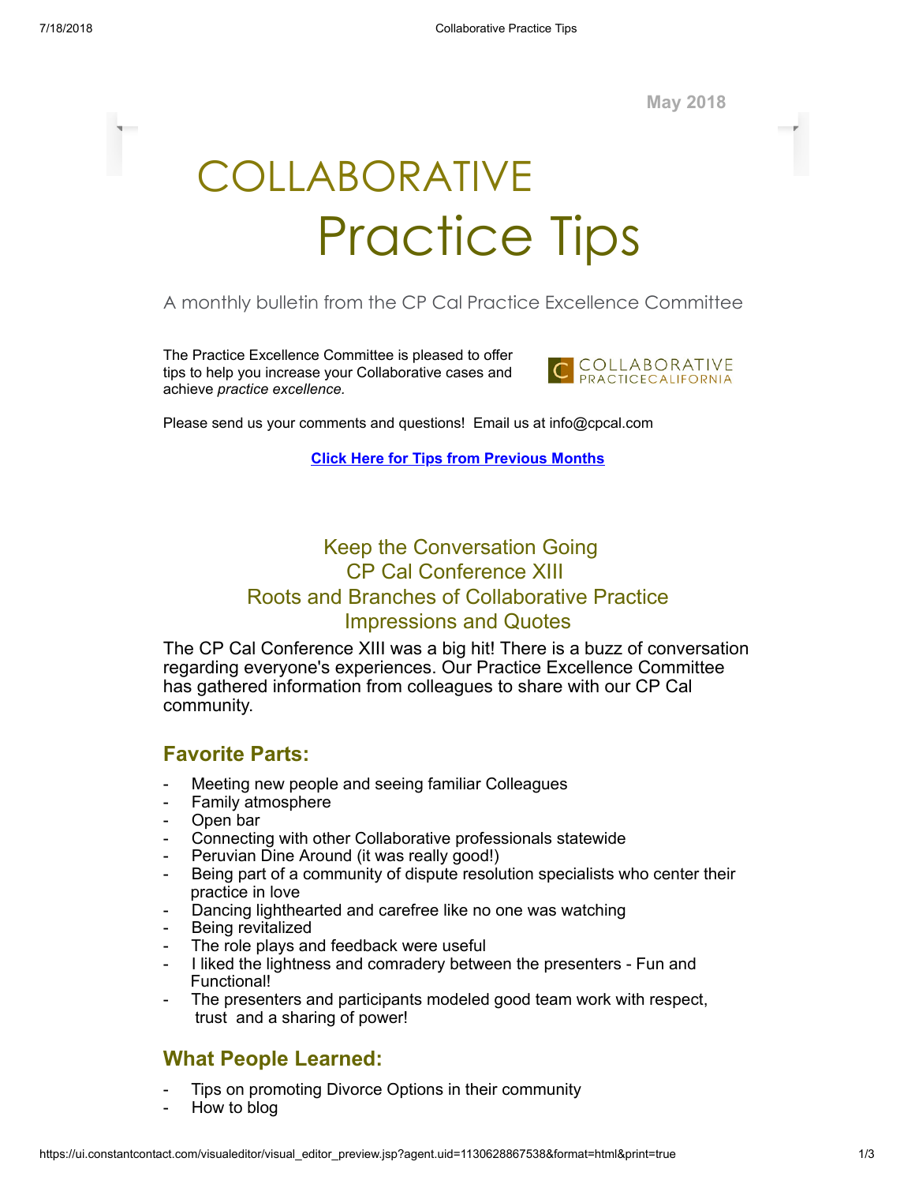May 2018

# COLLABORATIVE Practice Tips

A monthly bulletin from the CP Cal Practice Excellence Committee

The Practice Excellence Committee is pleased to offer tips to help you increase your Collaborative cases and achieve *practice excellence.*

COLLABORATIVE PRACTICECALIFORNIA

Please send us your comments and questions! Email us at info@cpcal.com

**Click Here for Tips from Previous Months**

## Keep the Conversation Going
## CP Cal Conference XIII
## Roots and Branches of Collaborative Practice
## Impressions and Quotes

The CP Cal Conference XIII was a big hit! There is a buzz of conversation regarding everyone's experiences. Our Practice Excellence Committee has gathered information from colleagues to share with our CP Cal community.

### Favorite Parts:

- Meeting new people and seeing familiar Colleagues
- Family atmosphere
- Open bar
- Connecting with other Collaborative professionals statewide
- Peruvian Dine Around (it was really good!)
- Being part of a community of dispute resolution specialists who center their practice in love
- Dancing lighthearted and carefree like no one was watching
- Being revitalized
- The role plays and feedback were useful
- I liked the lightness and comradery between the presenters - Fun and Functional!
- The presenters and participants modeled good team work with respect, trust and a sharing of power!

### What People Learned:

- Tips on promoting Divorce Options in their community
- How to blog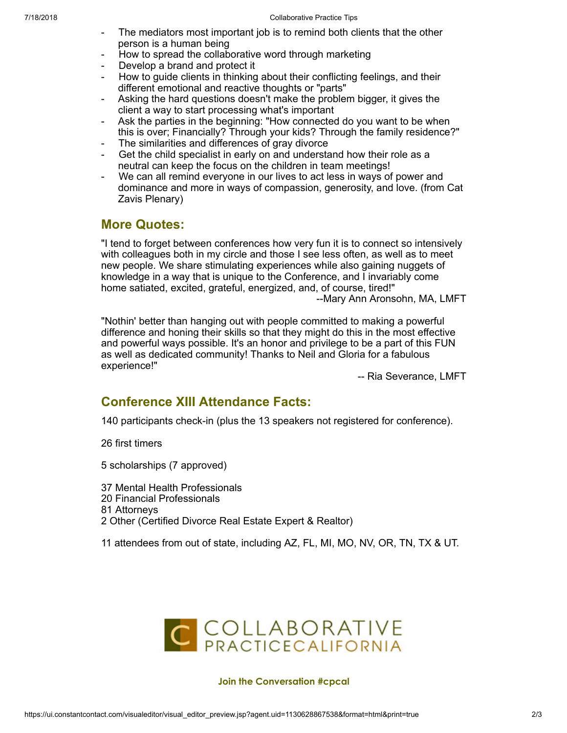- The mediators most important job is to remind both clients that the other person is a human being
- How to spread the collaborative word through marketing
- Develop a brand and protect it
- How to guide clients in thinking about their conflicting feelings, and their different emotional and reactive thoughts or "parts"
- Asking the hard questions doesn't make the problem bigger, it gives the client a way to start processing what's important
- Ask the parties in the beginning: "How connected do you want to be when this is over; Financially? Through your kids? Through the family residence?"
- The similarities and differences of gray divorce
- Get the child specialist in early on and understand how their role as a neutral can keep the focus on the children in team meetings!
- We can all remind everyone in our lives to act less in ways of power and dominance and more in ways of compassion, generosity, and love. (from Cat Zavis Plenary)

## More Quotes:

"I tend to forget between conferences how very fun it is to connect so intensively with colleagues both in my circle and those I see less often, as well as to meet new people. We share stimulating experiences while also gaining nuggets of knowledge in a way that is unique to the Conference, and I invariably come home satiated, excited, grateful, energized, and, of course, tired!"

--Mary Ann Aronsohn, MA, LMFT

"Nothin' better than hanging out with people committed to making a powerful difference and honing their skills so that they might do this in the most effective and powerful ways possible. It's an honor and privilege to be a part of this FUN as well as dedicated community! Thanks to Neil and Gloria for a fabulous experience!"

-- Ria Severance, LMFT

## Conference XIII Attendance Facts:

140 participants check-in (plus the 13 speakers not registered for conference).

26 first timers

5 scholarships (7 approved)

37 Mental Health Professionals
20 Financial Professionals
81 Attorneys
2 Other (Certified Divorce Real Estate Expert & Realtor)

11 attendees from out of state, including AZ, FL, MI, MO, NV, OR, TN, TX & UT.

COLLABORATIVE PRACTICECALIFORNIA

**Join the Conversation #cpcal**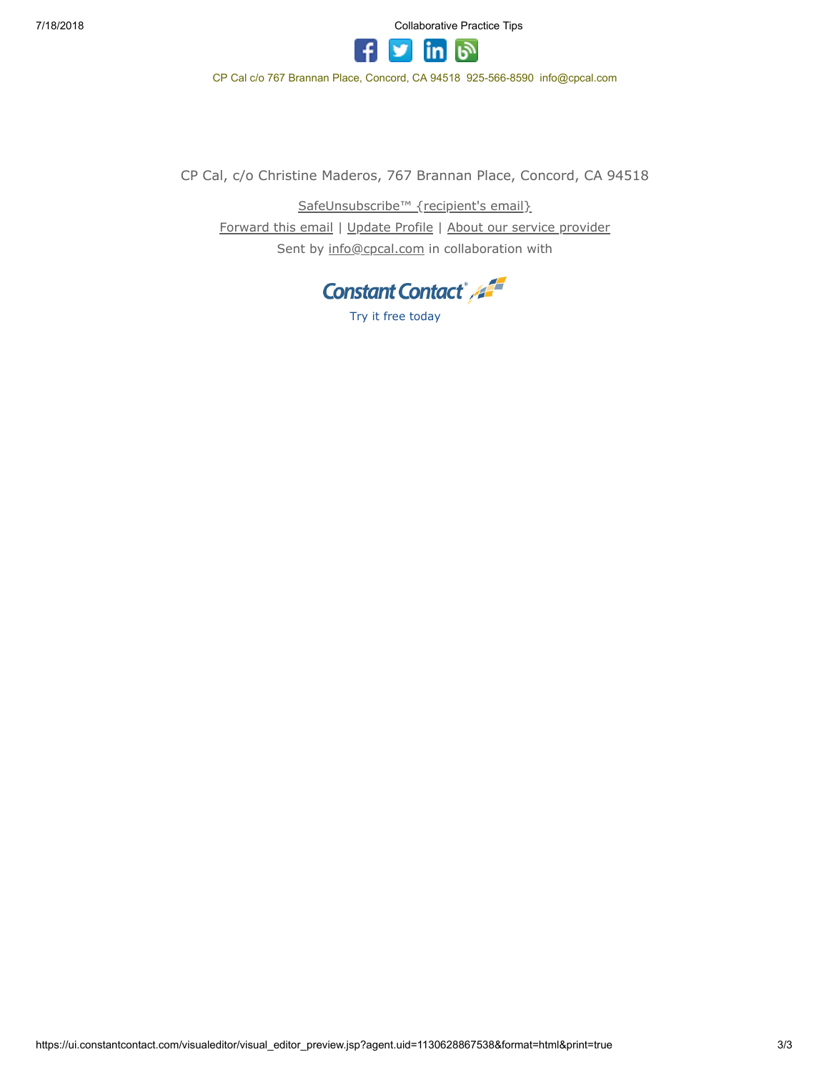CP Cal c/o 767 Brannan Place, Concord, CA 94518  925-566-8590  info@cpcal.com

CP Cal, c/o Christine Maderos, 767 Brannan Place, Concord, CA 94518

SafeUnsubscribe™ {recipient's email}

Forward this email | Update Profile | About our service provider

Sent by info@cpcal.com in collaboration with

Constant Contact

Try it free today